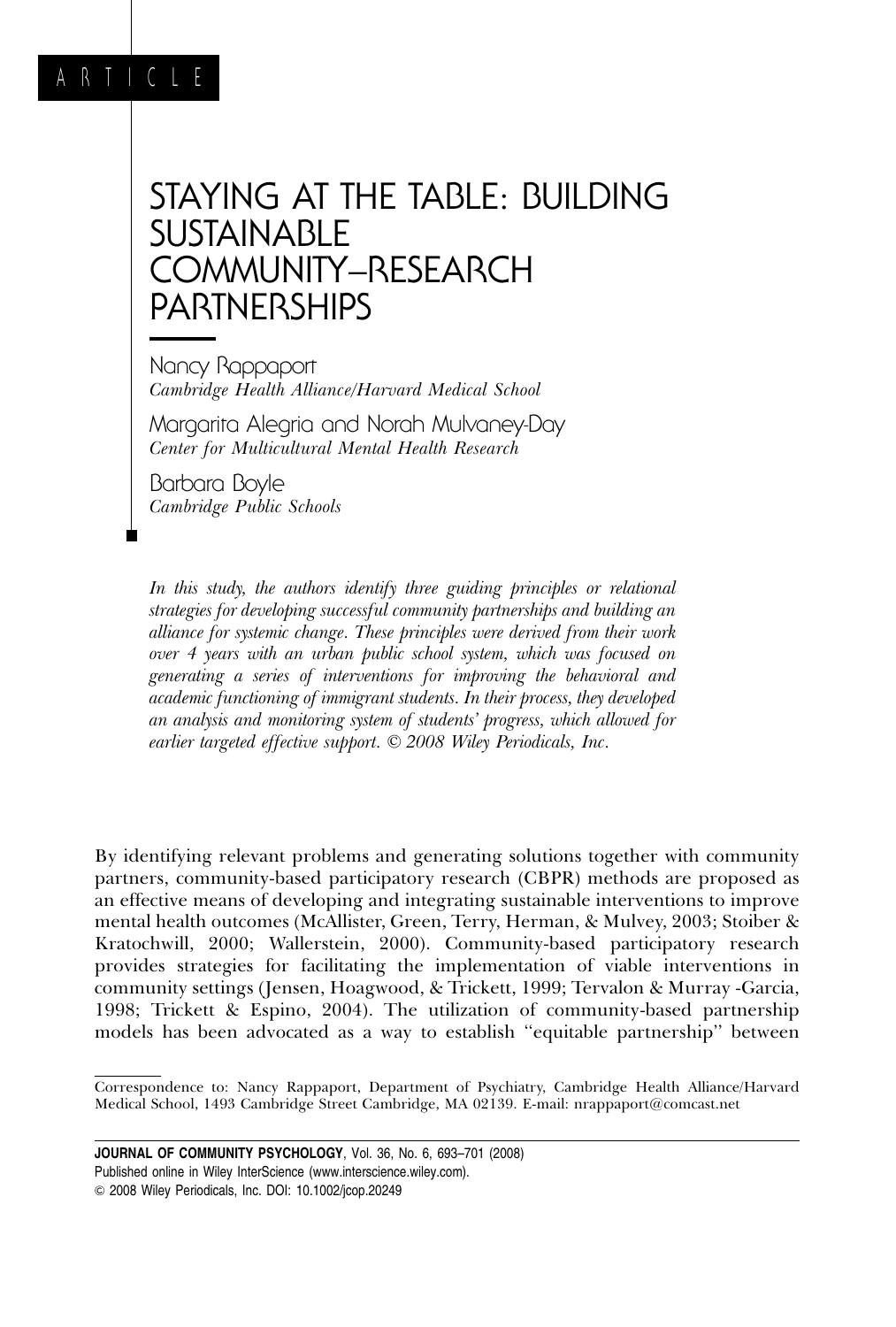ARTICLE

# STAYING AT THE TABLE: BUILDING SUSTAINABLE COMMUNITY–RESEARCH PARTNERSHIPS

Nancy Rappaport
*Cambridge Health Alliance/Harvard Medical School*

Margarita Alegria and Norah Mulvaney-Day
*Center for Multicultural Mental Health Research*

Barbara Boyle
*Cambridge Public Schools*

*In this study, the authors identify three guiding principles or relational strategies for developing successful community partnerships and building an alliance for systemic change. These principles were derived from their work over 4 years with an urban public school system, which was focused on generating a series of interventions for improving the behavioral and academic functioning of immigrant students. In their process, they developed an analysis and monitoring system of students' progress, which allowed for earlier targeted effective support. © 2008 Wiley Periodicals, Inc.*

By identifying relevant problems and generating solutions together with community partners, community-based participatory research (CBPR) methods are proposed as an effective means of developing and integrating sustainable interventions to improve mental health outcomes (McAllister, Green, Terry, Herman, & Mulvey, 2003; Stoiber & Kratochwill, 2000; Wallerstein, 2000). Community-based participatory research provides strategies for facilitating the implementation of viable interventions in community settings (Jensen, Hoagwood, & Trickett, 1999; Tervalon & Murray -Garcia, 1998; Trickett & Espino, 2004). The utilization of community-based partnership models has been advocated as a way to establish "equitable partnership" between

Correspondence to: Nancy Rappaport, Department of Psychiatry, Cambridge Health Alliance/Harvard Medical School, 1493 Cambridge Street Cambridge, MA 02139. E-mail: nrappaport@comcast.net

JOURNAL OF COMMUNITY PSYCHOLOGY, Vol. 36, No. 6, 693–701 (2008)
Published online in Wiley InterScience (www.interscience.wiley.com).
© 2008 Wiley Periodicals, Inc. DOI: 10.1002/jcop.20249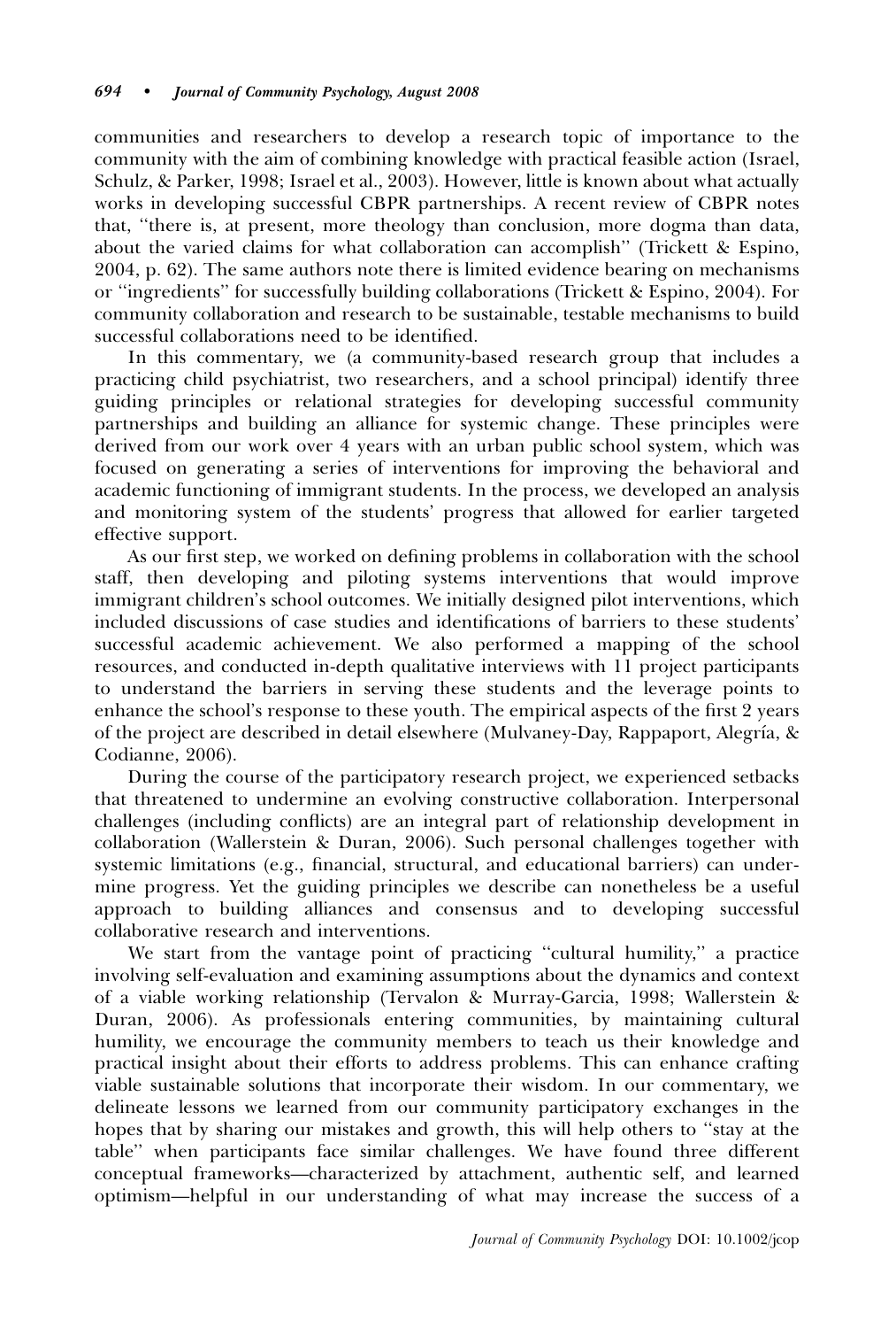communities and researchers to develop a research topic of importance to the community with the aim of combining knowledge with practical feasible action (Israel, Schulz, & Parker, 1998; Israel et al., 2003). However, little is known about what actually works in developing successful CBPR partnerships. A recent review of CBPR notes that, "there is, at present, more theology than conclusion, more dogma than data, about the varied claims for what collaboration can accomplish" (Trickett & Espino, 2004, p. 62). The same authors note there is limited evidence bearing on mechanisms or "ingredients" for successfully building collaborations (Trickett & Espino, 2004). For community collaboration and research to be sustainable, testable mechanisms to build successful collaborations need to be identified.

In this commentary, we (a community-based research group that includes a practicing child psychiatrist, two researchers, and a school principal) identify three guiding principles or relational strategies for developing successful community partnerships and building an alliance for systemic change. These principles were derived from our work over 4 years with an urban public school system, which was focused on generating a series of interventions for improving the behavioral and academic functioning of immigrant students. In the process, we developed an analysis and monitoring system of the students' progress that allowed for earlier targeted effective support.

As our first step, we worked on defining problems in collaboration with the school staff, then developing and piloting systems interventions that would improve immigrant children's school outcomes. We initially designed pilot interventions, which included discussions of case studies and identifications of barriers to these students' successful academic achievement. We also performed a mapping of the school resources, and conducted in-depth qualitative interviews with 11 project participants to understand the barriers in serving these students and the leverage points to enhance the school's response to these youth. The empirical aspects of the first 2 years of the project are described in detail elsewhere (Mulvaney-Day, Rappaport, Alegría, & Codianne, 2006).

During the course of the participatory research project, we experienced setbacks that threatened to undermine an evolving constructive collaboration. Interpersonal challenges (including conflicts) are an integral part of relationship development in collaboration (Wallerstein & Duran, 2006). Such personal challenges together with systemic limitations (e.g., financial, structural, and educational barriers) can undermine progress. Yet the guiding principles we describe can nonetheless be a useful approach to building alliances and consensus and to developing successful collaborative research and interventions.

We start from the vantage point of practicing "cultural humility," a practice involving self-evaluation and examining assumptions about the dynamics and context of a viable working relationship (Tervalon & Murray-Garcia, 1998; Wallerstein & Duran, 2006). As professionals entering communities, by maintaining cultural humility, we encourage the community members to teach us their knowledge and practical insight about their efforts to address problems. This can enhance crafting viable sustainable solutions that incorporate their wisdom. In our commentary, we delineate lessons we learned from our community participatory exchanges in the hopes that by sharing our mistakes and growth, this will help others to "stay at the table" when participants face similar challenges. We have found three different conceptual frameworks—characterized by attachment, authentic self, and learned optimism—helpful in our understanding of what may increase the success of a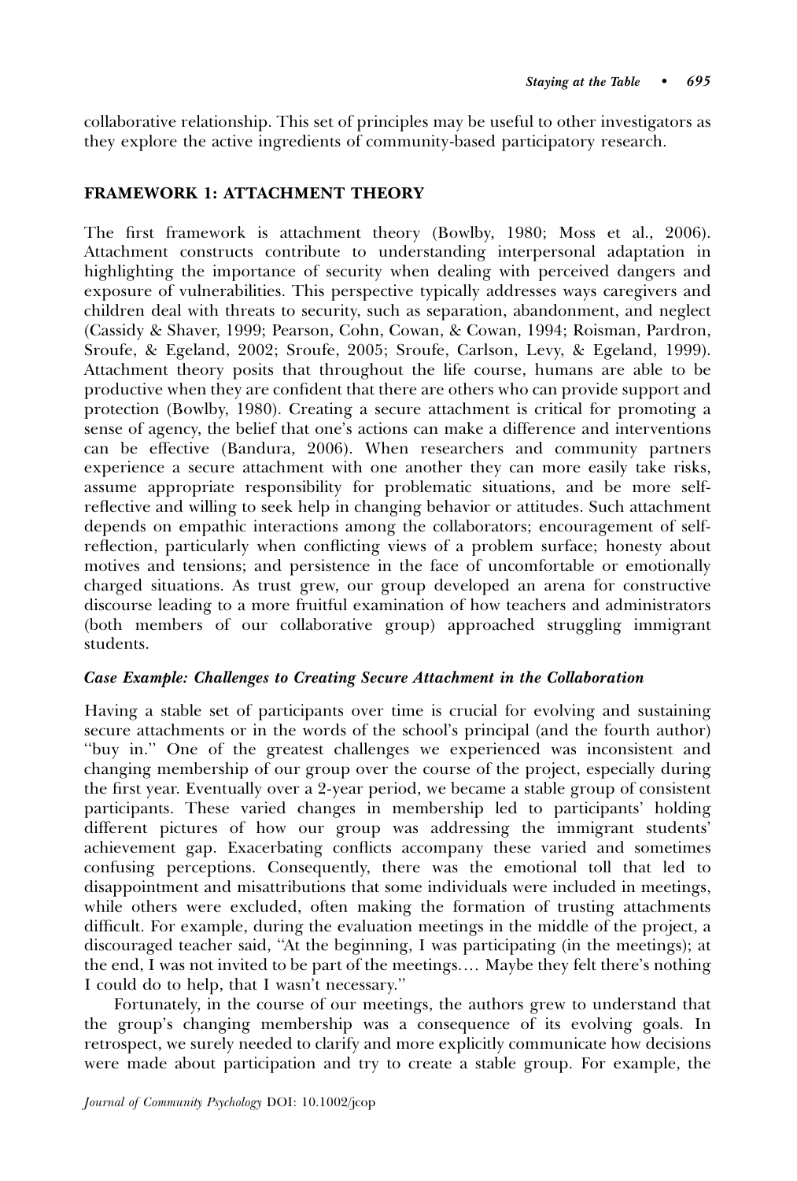collaborative relationship. This set of principles may be useful to other investigators as they explore the active ingredients of community-based participatory research.

## FRAMEWORK 1: ATTACHMENT THEORY

The first framework is attachment theory (Bowlby, 1980; Moss et al., 2006). Attachment constructs contribute to understanding interpersonal adaptation in highlighting the importance of security when dealing with perceived dangers and exposure of vulnerabilities. This perspective typically addresses ways caregivers and children deal with threats to security, such as separation, abandonment, and neglect (Cassidy & Shaver, 1999; Pearson, Cohn, Cowan, & Cowan, 1994; Roisman, Pardron, Sroufe, & Egeland, 2002; Sroufe, 2005; Sroufe, Carlson, Levy, & Egeland, 1999). Attachment theory posits that throughout the life course, humans are able to be productive when they are confident that there are others who can provide support and protection (Bowlby, 1980). Creating a secure attachment is critical for promoting a sense of agency, the belief that one's actions can make a difference and interventions can be effective (Bandura, 2006). When researchers and community partners experience a secure attachment with one another they can more easily take risks, assume appropriate responsibility for problematic situations, and be more self-reflective and willing to seek help in changing behavior or attitudes. Such attachment depends on empathic interactions among the collaborators; encouragement of self-reflection, particularly when conflicting views of a problem surface; honesty about motives and tensions; and persistence in the face of uncomfortable or emotionally charged situations. As trust grew, our group developed an arena for constructive discourse leading to a more fruitful examination of how teachers and administrators (both members of our collaborative group) approached struggling immigrant students.

### *Case Example: Challenges to Creating Secure Attachment in the Collaboration*

Having a stable set of participants over time is crucial for evolving and sustaining secure attachments or in the words of the school's principal (and the fourth author) "buy in." One of the greatest challenges we experienced was inconsistent and changing membership of our group over the course of the project, especially during the first year. Eventually over a 2-year period, we became a stable group of consistent participants. These varied changes in membership led to participants' holding different pictures of how our group was addressing the immigrant students' achievement gap. Exacerbating conflicts accompany these varied and sometimes confusing perceptions. Consequently, there was the emotional toll that led to disappointment and misattributions that some individuals were included in meetings, while others were excluded, often making the formation of trusting attachments difficult. For example, during the evaluation meetings in the middle of the project, a discouraged teacher said, "At the beginning, I was participating (in the meetings); at the end, I was not invited to be part of the meetings.... Maybe they felt there's nothing I could do to help, that I wasn't necessary."

Fortunately, in the course of our meetings, the authors grew to understand that the group's changing membership was a consequence of its evolving goals. In retrospect, we surely needed to clarify and more explicitly communicate how decisions were made about participation and try to create a stable group. For example, the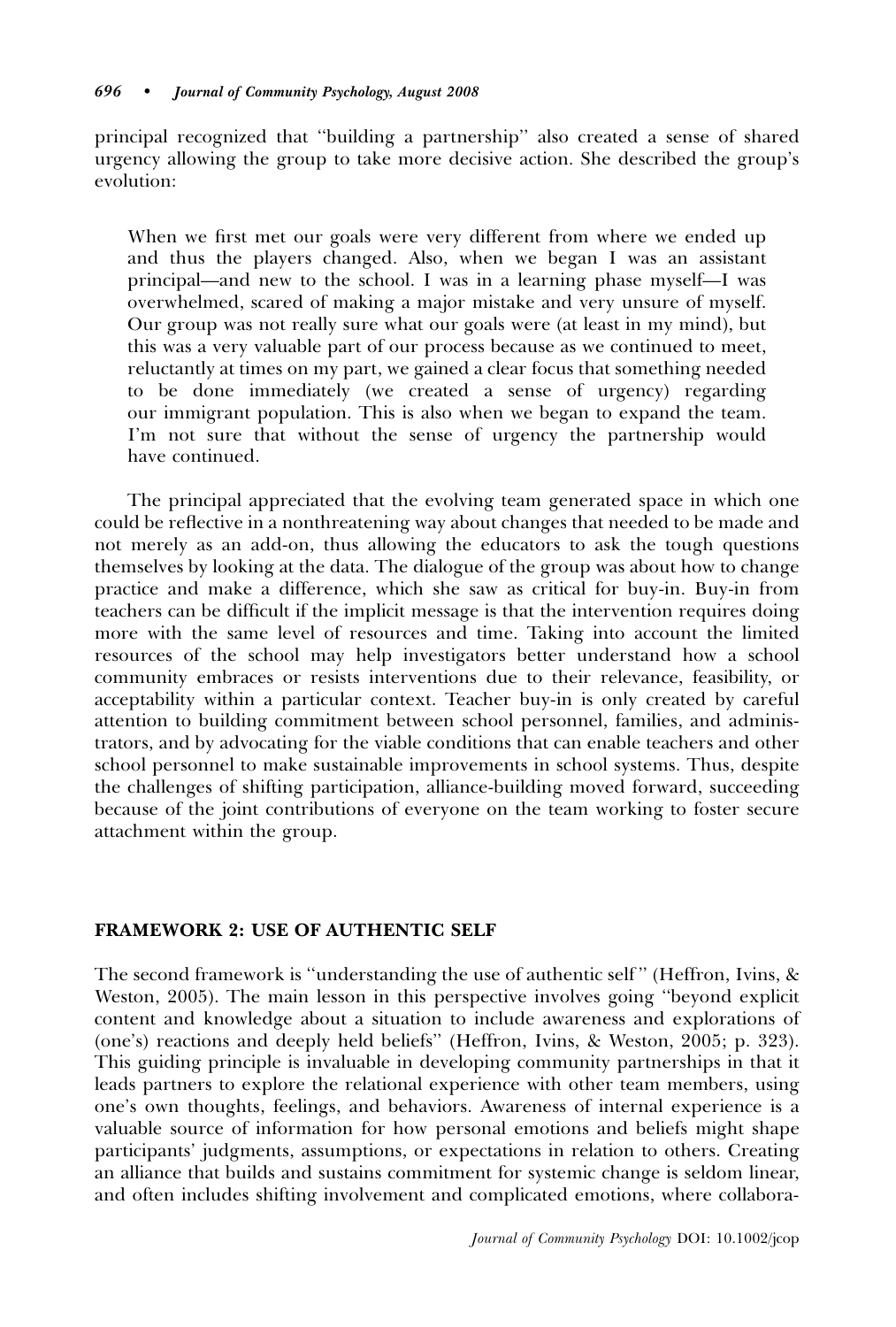principal recognized that "building a partnership" also created a sense of shared urgency allowing the group to take more decisive action. She described the group's evolution:

> When we first met our goals were very different from where we ended up and thus the players changed. Also, when we began I was an assistant principal—and new to the school. I was in a learning phase myself—I was overwhelmed, scared of making a major mistake and very unsure of myself. Our group was not really sure what our goals were (at least in my mind), but this was a very valuable part of our process because as we continued to meet, reluctantly at times on my part, we gained a clear focus that something needed to be done immediately (we created a sense of urgency) regarding our immigrant population. This is also when we began to expand the team. I'm not sure that without the sense of urgency the partnership would have continued.

The principal appreciated that the evolving team generated space in which one could be reflective in a nonthreatening way about changes that needed to be made and not merely as an add-on, thus allowing the educators to ask the tough questions themselves by looking at the data. The dialogue of the group was about how to change practice and make a difference, which she saw as critical for buy-in. Buy-in from teachers can be difficult if the implicit message is that the intervention requires doing more with the same level of resources and time. Taking into account the limited resources of the school may help investigators better understand how a school community embraces or resists interventions due to their relevance, feasibility, or acceptability within a particular context. Teacher buy-in is only created by careful attention to building commitment between school personnel, families, and administrators, and by advocating for the viable conditions that can enable teachers and other school personnel to make sustainable improvements in school systems. Thus, despite the challenges of shifting participation, alliance-building moved forward, succeeding because of the joint contributions of everyone on the team working to foster secure attachment within the group.

## FRAMEWORK 2: USE OF AUTHENTIC SELF

The second framework is "understanding the use of authentic self" (Heffron, Ivins, & Weston, 2005). The main lesson in this perspective involves going "beyond explicit content and knowledge about a situation to include awareness and explorations of (one's) reactions and deeply held beliefs" (Heffron, Ivins, & Weston, 2005; p. 323). This guiding principle is invaluable in developing community partnerships in that it leads partners to explore the relational experience with other team members, using one's own thoughts, feelings, and behaviors. Awareness of internal experience is a valuable source of information for how personal emotions and beliefs might shape participants' judgments, assumptions, or expectations in relation to others. Creating an alliance that builds and sustains commitment for systemic change is seldom linear, and often includes shifting involvement and complicated emotions, where collabora-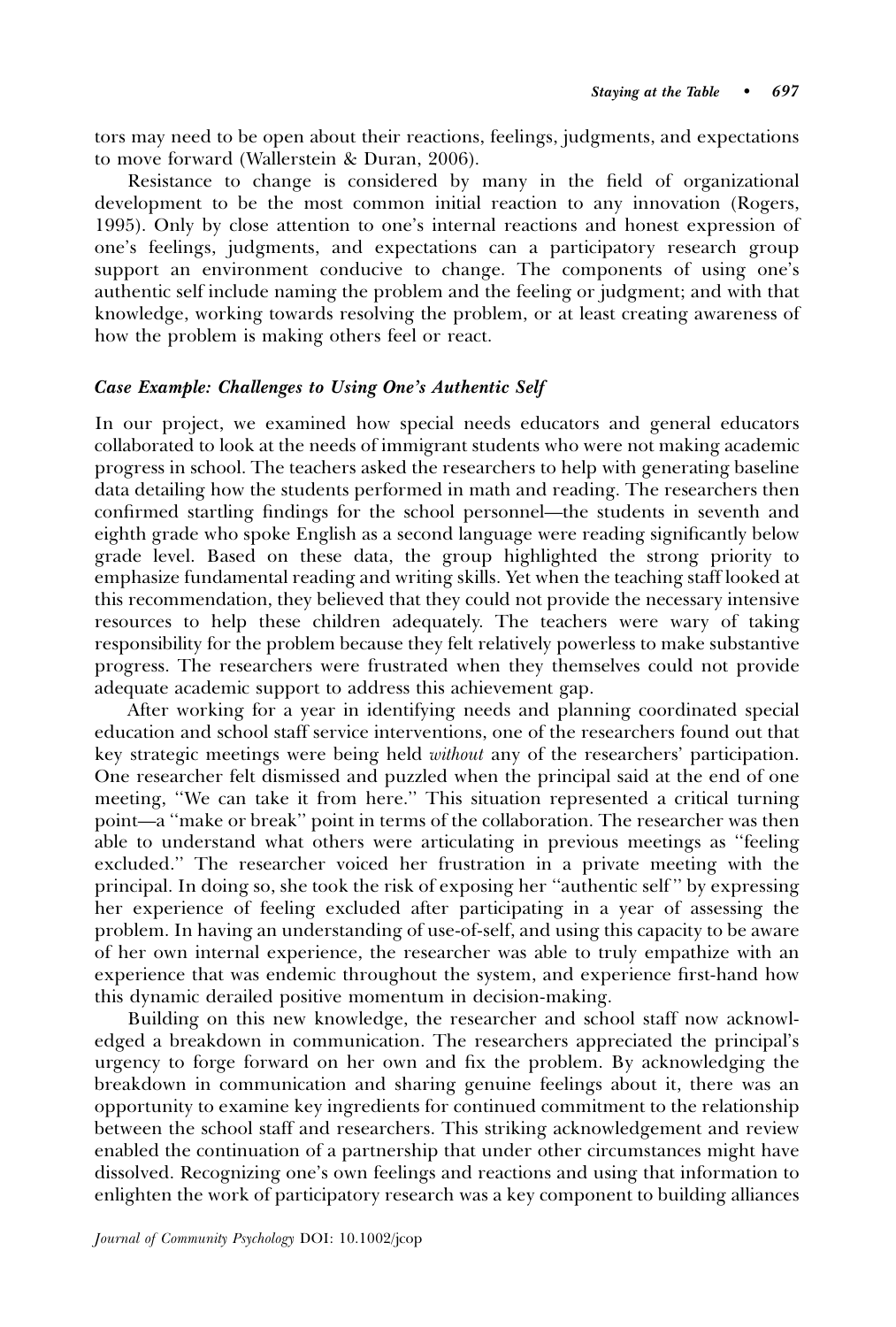tors may need to be open about their reactions, feelings, judgments, and expectations to move forward (Wallerstein & Duran, 2006).

Resistance to change is considered by many in the field of organizational development to be the most common initial reaction to any innovation (Rogers, 1995). Only by close attention to one's internal reactions and honest expression of one's feelings, judgments, and expectations can a participatory research group support an environment conducive to change. The components of using one's authentic self include naming the problem and the feeling or judgment; and with that knowledge, working towards resolving the problem, or at least creating awareness of how the problem is making others feel or react.

### *Case Example: Challenges to Using One's Authentic Self*

In our project, we examined how special needs educators and general educators collaborated to look at the needs of immigrant students who were not making academic progress in school. The teachers asked the researchers to help with generating baseline data detailing how the students performed in math and reading. The researchers then confirmed startling findings for the school personnel—the students in seventh and eighth grade who spoke English as a second language were reading significantly below grade level. Based on these data, the group highlighted the strong priority to emphasize fundamental reading and writing skills. Yet when the teaching staff looked at this recommendation, they believed that they could not provide the necessary intensive resources to help these children adequately. The teachers were wary of taking responsibility for the problem because they felt relatively powerless to make substantive progress. The researchers were frustrated when they themselves could not provide adequate academic support to address this achievement gap.

After working for a year in identifying needs and planning coordinated special education and school staff service interventions, one of the researchers found out that key strategic meetings were being held *without* any of the researchers' participation. One researcher felt dismissed and puzzled when the principal said at the end of one meeting, "We can take it from here." This situation represented a critical turning point—a "make or break" point in terms of the collaboration. The researcher was then able to understand what others were articulating in previous meetings as "feeling excluded." The researcher voiced her frustration in a private meeting with the principal. In doing so, she took the risk of exposing her "authentic self" by expressing her experience of feeling excluded after participating in a year of assessing the problem. In having an understanding of use-of-self, and using this capacity to be aware of her own internal experience, the researcher was able to truly empathize with an experience that was endemic throughout the system, and experience first-hand how this dynamic derailed positive momentum in decision-making.

Building on this new knowledge, the researcher and school staff now acknowledged a breakdown in communication. The researchers appreciated the principal's urgency to forge forward on her own and fix the problem. By acknowledging the breakdown in communication and sharing genuine feelings about it, there was an opportunity to examine key ingredients for continued commitment to the relationship between the school staff and researchers. This striking acknowledgement and review enabled the continuation of a partnership that under other circumstances might have dissolved. Recognizing one's own feelings and reactions and using that information to enlighten the work of participatory research was a key component to building alliances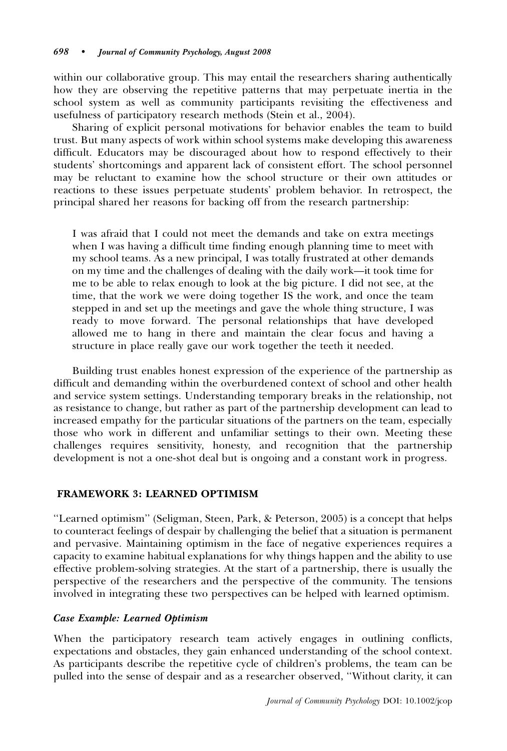within our collaborative group. This may entail the researchers sharing authentically how they are observing the repetitive patterns that may perpetuate inertia in the school system as well as community participants revisiting the effectiveness and usefulness of participatory research methods (Stein et al., 2004).

Sharing of explicit personal motivations for behavior enables the team to build trust. But many aspects of work within school systems make developing this awareness difficult. Educators may be discouraged about how to respond effectively to their students' shortcomings and apparent lack of consistent effort. The school personnel may be reluctant to examine how the school structure or their own attitudes or reactions to these issues perpetuate students' problem behavior. In retrospect, the principal shared her reasons for backing off from the research partnership:

> I was afraid that I could not meet the demands and take on extra meetings when I was having a difficult time finding enough planning time to meet with my school teams. As a new principal, I was totally frustrated at other demands on my time and the challenges of dealing with the daily work—it took time for me to be able to relax enough to look at the big picture. I did not see, at the time, that the work we were doing together IS the work, and once the team stepped in and set up the meetings and gave the whole thing structure, I was ready to move forward. The personal relationships that have developed allowed me to hang in there and maintain the clear focus and having a structure in place really gave our work together the teeth it needed.

Building trust enables honest expression of the experience of the partnership as difficult and demanding within the overburdened context of school and other health and service system settings. Understanding temporary breaks in the relationship, not as resistance to change, but rather as part of the partnership development can lead to increased empathy for the particular situations of the partners on the team, especially those who work in different and unfamiliar settings to their own. Meeting these challenges requires sensitivity, honesty, and recognition that the partnership development is not a one-shot deal but is ongoing and a constant work in progress.

## FRAMEWORK 3: LEARNED OPTIMISM

''Learned optimism'' (Seligman, Steen, Park, & Peterson, 2005) is a concept that helps to counteract feelings of despair by challenging the belief that a situation is permanent and pervasive. Maintaining optimism in the face of negative experiences requires a capacity to examine habitual explanations for why things happen and the ability to use effective problem-solving strategies. At the start of a partnership, there is usually the perspective of the researchers and the perspective of the community. The tensions involved in integrating these two perspectives can be helped with learned optimism.

### *Case Example: Learned Optimism*

When the participatory research team actively engages in outlining conflicts, expectations and obstacles, they gain enhanced understanding of the school context. As participants describe the repetitive cycle of children's problems, the team can be pulled into the sense of despair and as a researcher observed, ''Without clarity, it can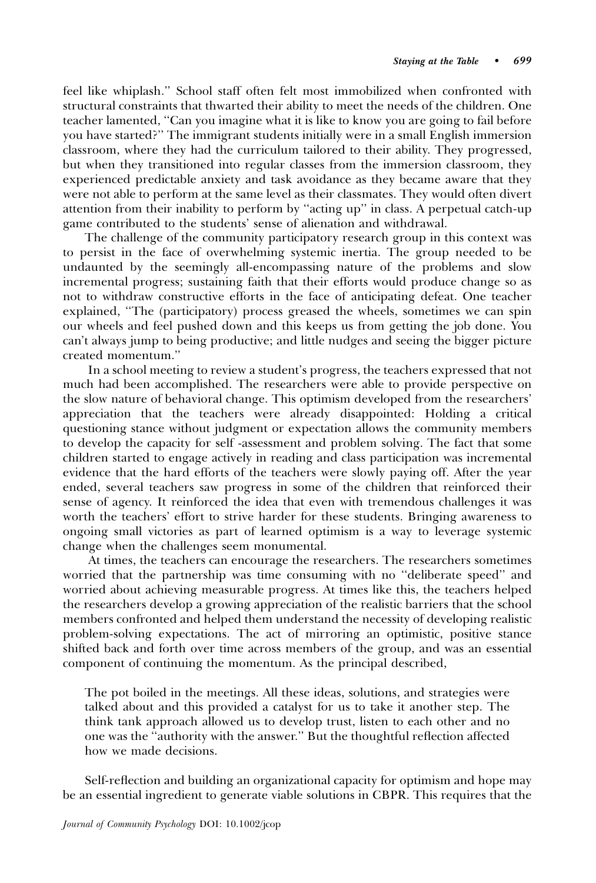feel like whiplash." School staff often felt most immobilized when confronted with structural constraints that thwarted their ability to meet the needs of the children. One teacher lamented, "Can you imagine what it is like to know you are going to fail before you have started?" The immigrant students initially were in a small English immersion classroom, where they had the curriculum tailored to their ability. They progressed, but when they transitioned into regular classes from the immersion classroom, they experienced predictable anxiety and task avoidance as they became aware that they were not able to perform at the same level as their classmates. They would often divert attention from their inability to perform by "acting up" in class. A perpetual catch-up game contributed to the students' sense of alienation and withdrawal.

The challenge of the community participatory research group in this context was to persist in the face of overwhelming systemic inertia. The group needed to be undaunted by the seemingly all-encompassing nature of the problems and slow incremental progress; sustaining faith that their efforts would produce change so as not to withdraw constructive efforts in the face of anticipating defeat. One teacher explained, "The (participatory) process greased the wheels, sometimes we can spin our wheels and feel pushed down and this keeps us from getting the job done. You can't always jump to being productive; and little nudges and seeing the bigger picture created momentum."

In a school meeting to review a student's progress, the teachers expressed that not much had been accomplished. The researchers were able to provide perspective on the slow nature of behavioral change. This optimism developed from the researchers' appreciation that the teachers were already disappointed: Holding a critical questioning stance without judgment or expectation allows the community members to develop the capacity for self -assessment and problem solving. The fact that some children started to engage actively in reading and class participation was incremental evidence that the hard efforts of the teachers were slowly paying off. After the year ended, several teachers saw progress in some of the children that reinforced their sense of agency. It reinforced the idea that even with tremendous challenges it was worth the teachers' effort to strive harder for these students. Bringing awareness to ongoing small victories as part of learned optimism is a way to leverage systemic change when the challenges seem monumental.

At times, the teachers can encourage the researchers. The researchers sometimes worried that the partnership was time consuming with no "deliberate speed" and worried about achieving measurable progress. At times like this, the teachers helped the researchers develop a growing appreciation of the realistic barriers that the school members confronted and helped them understand the necessity of developing realistic problem-solving expectations. The act of mirroring an optimistic, positive stance shifted back and forth over time across members of the group, and was an essential component of continuing the momentum. As the principal described,

> The pot boiled in the meetings. All these ideas, solutions, and strategies were talked about and this provided a catalyst for us to take it another step. The think tank approach allowed us to develop trust, listen to each other and no one was the "authority with the answer." But the thoughtful reflection affected how we made decisions.

Self-reflection and building an organizational capacity for optimism and hope may be an essential ingredient to generate viable solutions in CBPR. This requires that the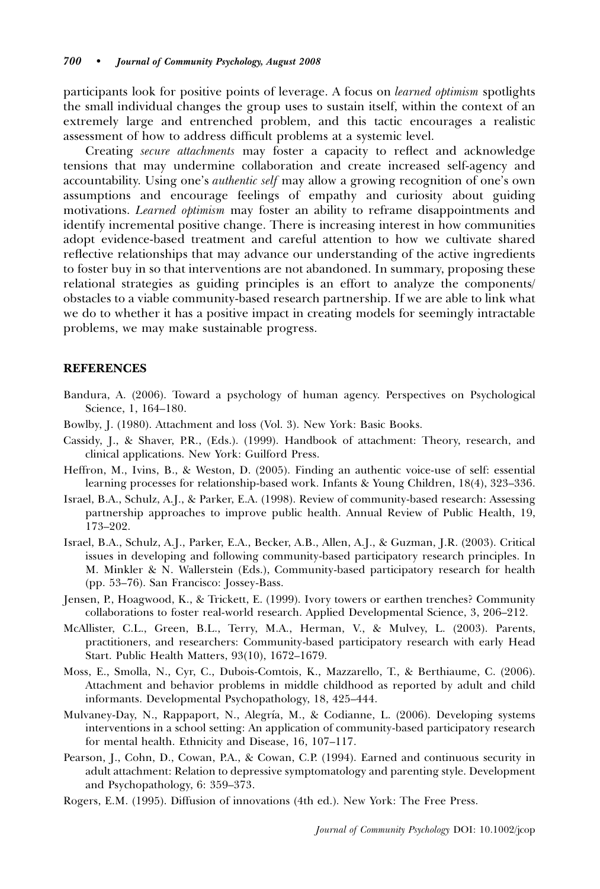participants look for positive points of leverage. A focus on *learned optimism* spotlights the small individual changes the group uses to sustain itself, within the context of an extremely large and entrenched problem, and this tactic encourages a realistic assessment of how to address difficult problems at a systemic level.

Creating *secure attachments* may foster a capacity to reflect and acknowledge tensions that may undermine collaboration and create increased self-agency and accountability. Using one's *authentic self* may allow a growing recognition of one's own assumptions and encourage feelings of empathy and curiosity about guiding motivations. *Learned optimism* may foster an ability to reframe disappointments and identify incremental positive change. There is increasing interest in how communities adopt evidence-based treatment and careful attention to how we cultivate shared reflective relationships that may advance our understanding of the active ingredients to foster buy in so that interventions are not abandoned. In summary, proposing these relational strategies as guiding principles is an effort to analyze the components/obstacles to a viable community-based research partnership. If we are able to link what we do to whether it has a positive impact in creating models for seemingly intractable problems, we may make sustainable progress.

## REFERENCES

Bandura, A. (2006). Toward a psychology of human agency. Perspectives on Psychological Science, 1, 164–180.

Bowlby, J. (1980). Attachment and loss (Vol. 3). New York: Basic Books.

Cassidy, J., & Shaver, P.R., (Eds.). (1999). Handbook of attachment: Theory, research, and clinical applications. New York: Guilford Press.

Heffron, M., Ivins, B., & Weston, D. (2005). Finding an authentic voice-use of self: essential learning processes for relationship-based work. Infants & Young Children, 18(4), 323–336.

Israel, B.A., Schulz, A.J., & Parker, E.A. (1998). Review of community-based research: Assessing partnership approaches to improve public health. Annual Review of Public Health, 19, 173–202.

Israel, B.A., Schulz, A.J., Parker, E.A., Becker, A.B., Allen, A.J., & Guzman, J.R. (2003). Critical issues in developing and following community-based participatory research principles. In M. Minkler & N. Wallerstein (Eds.), Community-based participatory research for health (pp. 53–76). San Francisco: Jossey-Bass.

Jensen, P., Hoagwood, K., & Trickett, E. (1999). Ivory towers or earthen trenches? Community collaborations to foster real-world research. Applied Developmental Science, 3, 206–212.

McAllister, C.L., Green, B.L., Terry, M.A., Herman, V., & Mulvey, L. (2003). Parents, practitioners, and researchers: Community-based participatory research with early Head Start. Public Health Matters, 93(10), 1672–1679.

Moss, E., Smolla, N., Cyr, C., Dubois-Comtois, K., Mazzarello, T., & Berthiaume, C. (2006). Attachment and behavior problems in middle childhood as reported by adult and child informants. Developmental Psychopathology, 18, 425–444.

Mulvaney-Day, N., Rappaport, N., Alegría, M., & Codianne, L. (2006). Developing systems interventions in a school setting: An application of community-based participatory research for mental health. Ethnicity and Disease, 16, 107–117.

Pearson, J., Cohn, D., Cowan, P.A., & Cowan, C.P. (1994). Earned and continuous security in adult attachment: Relation to depressive symptomatology and parenting style. Development and Psychopathology, 6: 359–373.

Rogers, E.M. (1995). Diffusion of innovations (4th ed.). New York: The Free Press.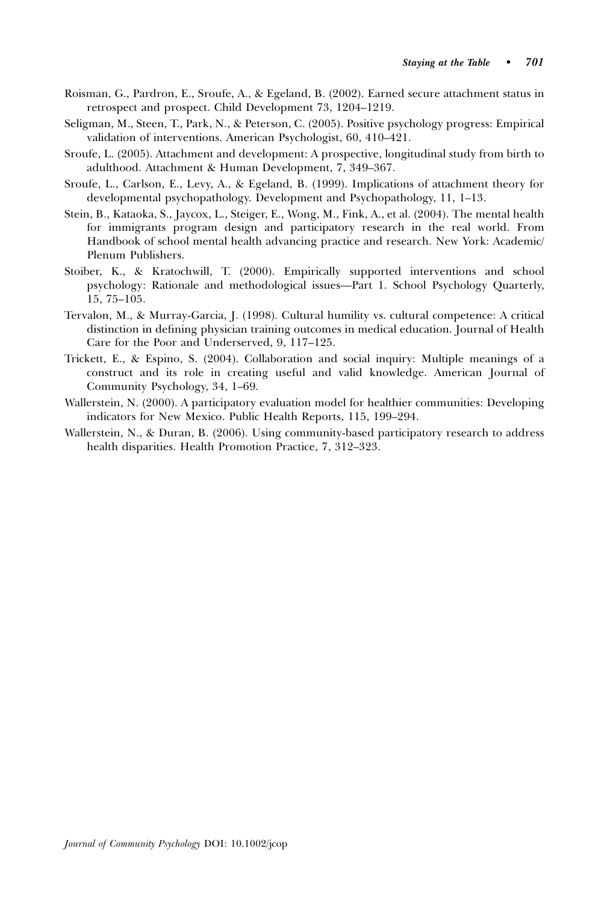Roisman, G., Pardron, E., Sroufe, A., & Egeland, B. (2002). Earned secure attachment status in retrospect and prospect. Child Development 73, 1204–1219.

Seligman, M., Steen, T., Park, N., & Peterson, C. (2005). Positive psychology progress: Empirical validation of interventions. American Psychologist, 60, 410–421.

Sroufe, L. (2005). Attachment and development: A prospective, longitudinal study from birth to adulthood. Attachment & Human Development, 7, 349–367.

Sroufe, L., Carlson, E., Levy, A., & Egeland, B. (1999). Implications of attachment theory for developmental psychopathology. Development and Psychopathology, 11, 1–13.

Stein, B., Kataoka, S., Jaycox, L., Steiger, E., Wong, M., Fink, A., et al. (2004). The mental health for immigrants program design and participatory research in the real world. From Handbook of school mental health advancing practice and research. New York: Academic/ Plenum Publishers.

Stoiber, K., & Kratochwill, T. (2000). Empirically supported interventions and school psychology: Rationale and methodological issues—Part 1. School Psychology Quarterly, 15, 75–105.

Tervalon, M., & Murray-Garcia, J. (1998). Cultural humility vs. cultural competence: A critical distinction in defining physician training outcomes in medical education. Journal of Health Care for the Poor and Underserved, 9, 117–125.

Trickett, E., & Espino, S. (2004). Collaboration and social inquiry: Multiple meanings of a construct and its role in creating useful and valid knowledge. American Journal of Community Psychology, 34, 1–69.

Wallerstein, N. (2000). A participatory evaluation model for healthier communities: Developing indicators for New Mexico. Public Health Reports, 115, 199–294.

Wallerstein, N., & Duran, B. (2006). Using community-based participatory research to address health disparities. Health Promotion Practice, 7, 312–323.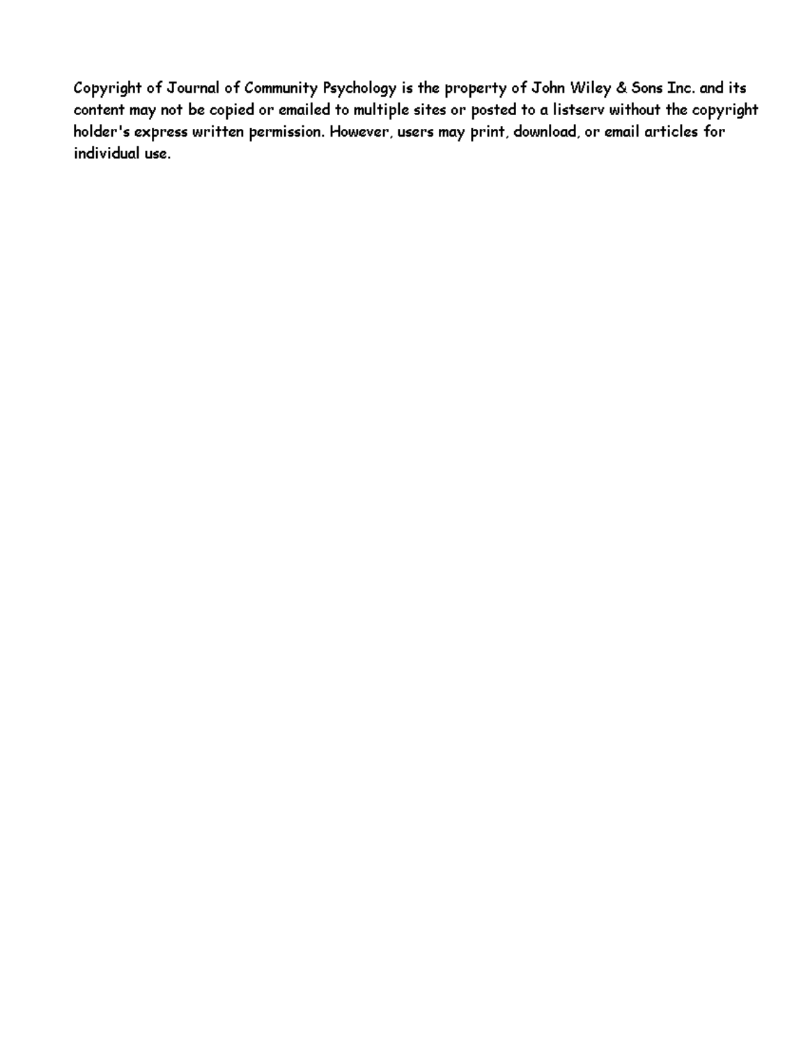Copyright of Journal of Community Psychology is the property of John Wiley & Sons Inc. and its content may not be copied or emailed to multiple sites or posted to a listserv without the copyright holder's express written permission. However, users may print, download, or email articles for individual use.